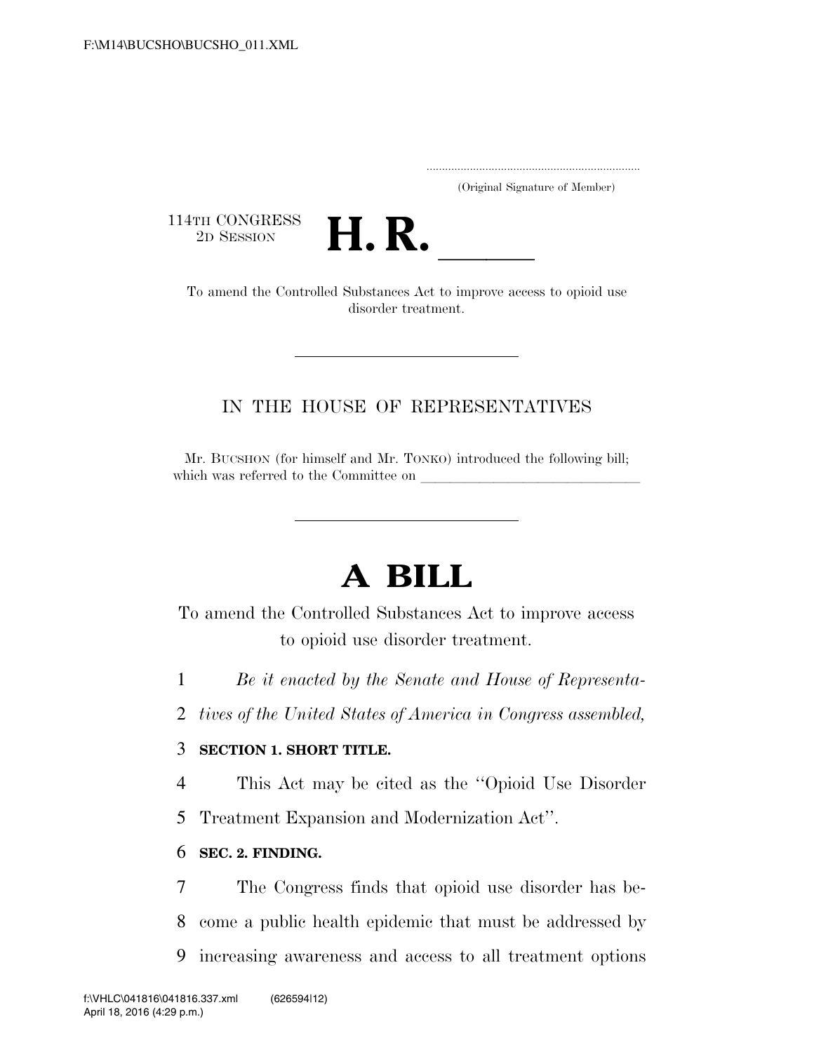F:\M14\BUCSHO\BUCSHO_011.XML

.....................................................................
(Original Signature of Member)

114TH CONGRESS
2D SESSION

# H. R. \_\_\_\_\_\_

To amend the Controlled Substances Act to improve access to opioid use disorder treatment.

IN THE HOUSE OF REPRESENTATIVES

Mr. BUCSHON (for himself and Mr. TONKO) introduced the following bill; which was referred to the Committee on \_\_\_\_\_\_\_\_\_\_\_\_\_\_\_\_\_\_\_\_\_\_\_\_\_\_\_\_\_\_\_\_

# A BILL

To amend the Controlled Substances Act to improve access to opioid use disorder treatment.

1 *Be it enacted by the Senate and House of Representa-*
2 *tives of the United States of America in Congress assembled,*

3 **SECTION 1. SHORT TITLE.**

4 This Act may be cited as the ''Opioid Use Disorder
5 Treatment Expansion and Modernization Act''.

6 **SEC. 2. FINDING.**

7 The Congress finds that opioid use disorder has be-
8 come a public health epidemic that must be addressed by
9 increasing awareness and access to all treatment options

f:\VHLC\041816\041816.337.xml (626594|12)
April 18, 2016 (4:29 p.m.)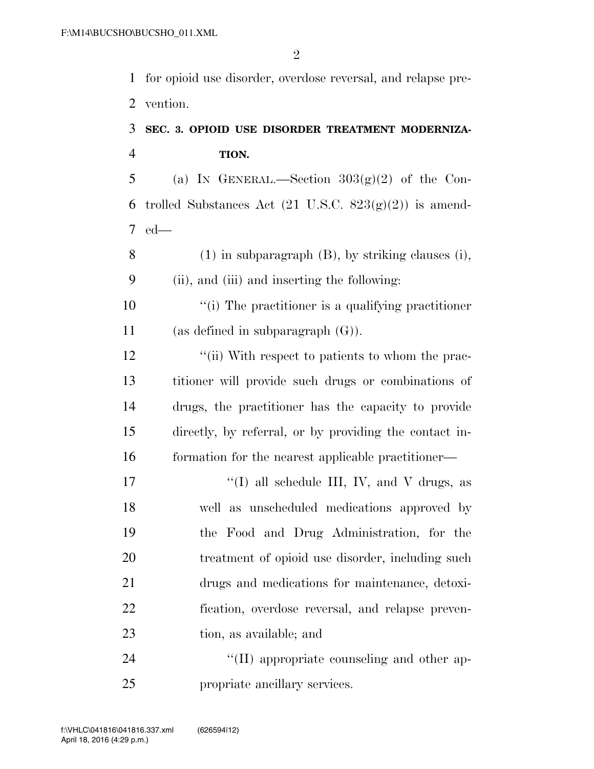for opioid use disorder, overdose reversal, and relapse prevention.

**SEC. 3. OPIOID USE DISORDER TREATMENT MODERNIZATION.**

(a) IN GENERAL.—Section 303(g)(2) of the Controlled Substances Act (21 U.S.C. 823(g)(2)) is amended—

(1) in subparagraph (B), by striking clauses (i), (ii), and (iii) and inserting the following:

''(i) The practitioner is a qualifying practitioner (as defined in subparagraph (G)).

''(ii) With respect to patients to whom the practitioner will provide such drugs or combinations of drugs, the practitioner has the capacity to provide directly, by referral, or by providing the contact information for the nearest applicable practitioner—

''(I) all schedule III, IV, and V drugs, as well as unscheduled medications approved by the Food and Drug Administration, for the treatment of opioid use disorder, including such drugs and medications for maintenance, detoxification, overdose reversal, and relapse prevention, as available; and

''(II) appropriate counseling and other appropriate ancillary services.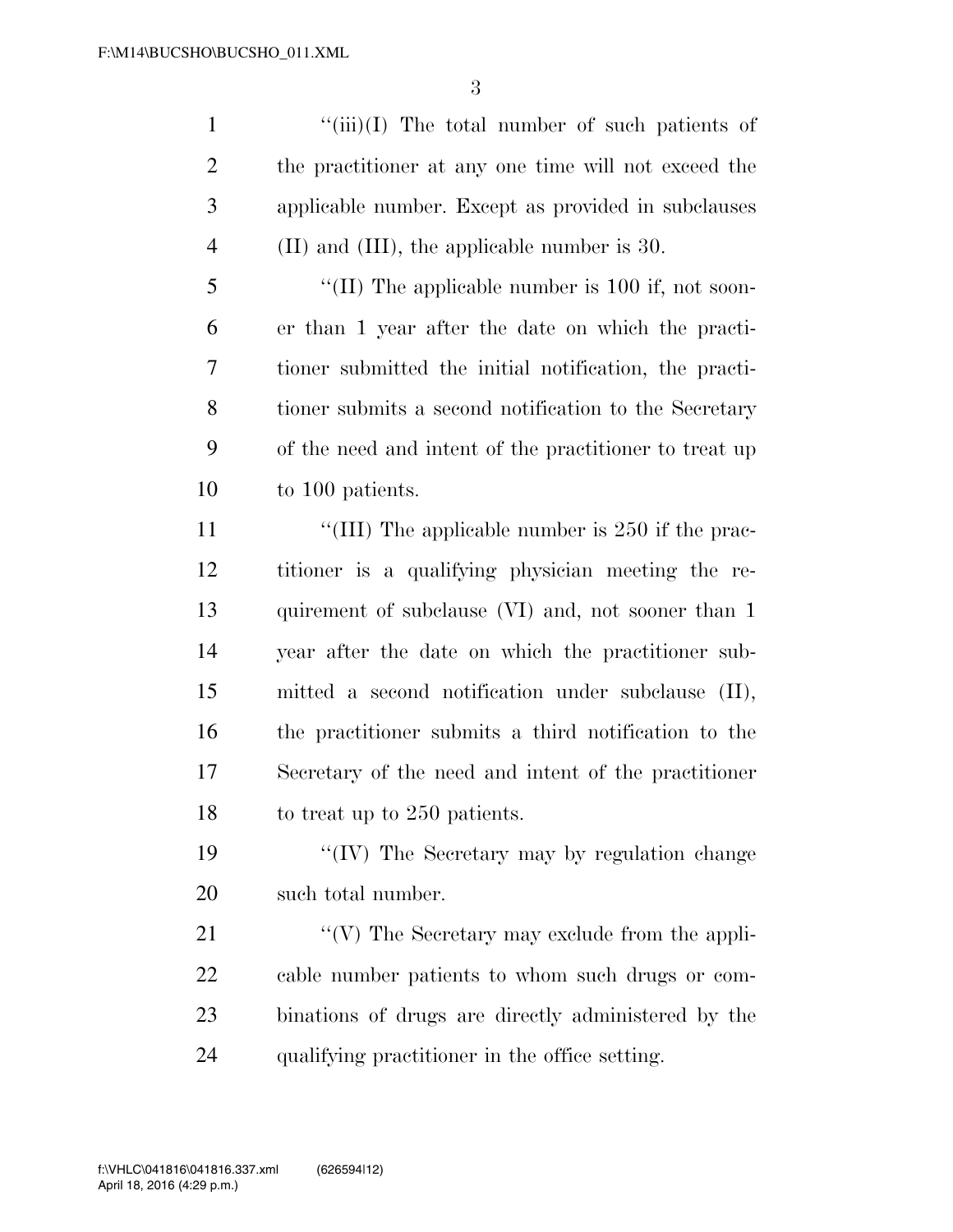''(iii)(I) The total number of such patients of the practitioner at any one time will not exceed the applicable number. Except as provided in subclauses (II) and (III), the applicable number is 30.

''(II) The applicable number is 100 if, not sooner than 1 year after the date on which the practitioner submitted the initial notification, the practitioner submits a second notification to the Secretary of the need and intent of the practitioner to treat up to 100 patients.

''(III) The applicable number is 250 if the practitioner is a qualifying physician meeting the requirement of subclause (VI) and, not sooner than 1 year after the date on which the practitioner submitted a second notification under subclause (II), the practitioner submits a third notification to the Secretary of the need and intent of the practitioner to treat up to 250 patients.

''(IV) The Secretary may by regulation change such total number.

''(V) The Secretary may exclude from the applicable number patients to whom such drugs or combinations of drugs are directly administered by the qualifying practitioner in the office setting.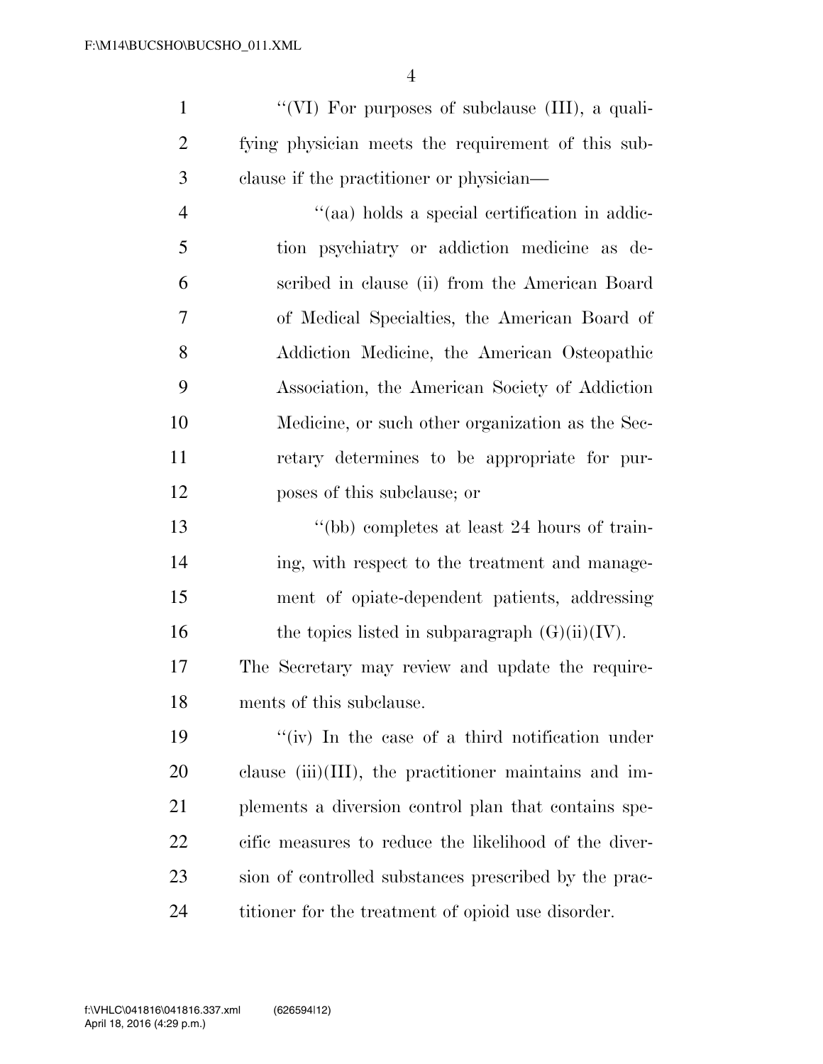"(VI) For purposes of subclause (III), a qualifying physician meets the requirement of this subclause if the practitioner or physician—

"(aa) holds a special certification in addiction psychiatry or addiction medicine as described in clause (ii) from the American Board of Medical Specialties, the American Board of Addiction Medicine, the American Osteopathic Association, the American Society of Addiction Medicine, or such other organization as the Secretary determines to be appropriate for purposes of this subclause; or

"(bb) completes at least 24 hours of training, with respect to the treatment and management of opiate-dependent patients, addressing the topics listed in subparagraph (G)(ii)(IV).

The Secretary may review and update the requirements of this subclause.

"(iv) In the case of a third notification under clause (iii)(III), the practitioner maintains and implements a diversion control plan that contains specific measures to reduce the likelihood of the diversion of controlled substances prescribed by the practitioner for the treatment of opioid use disorder.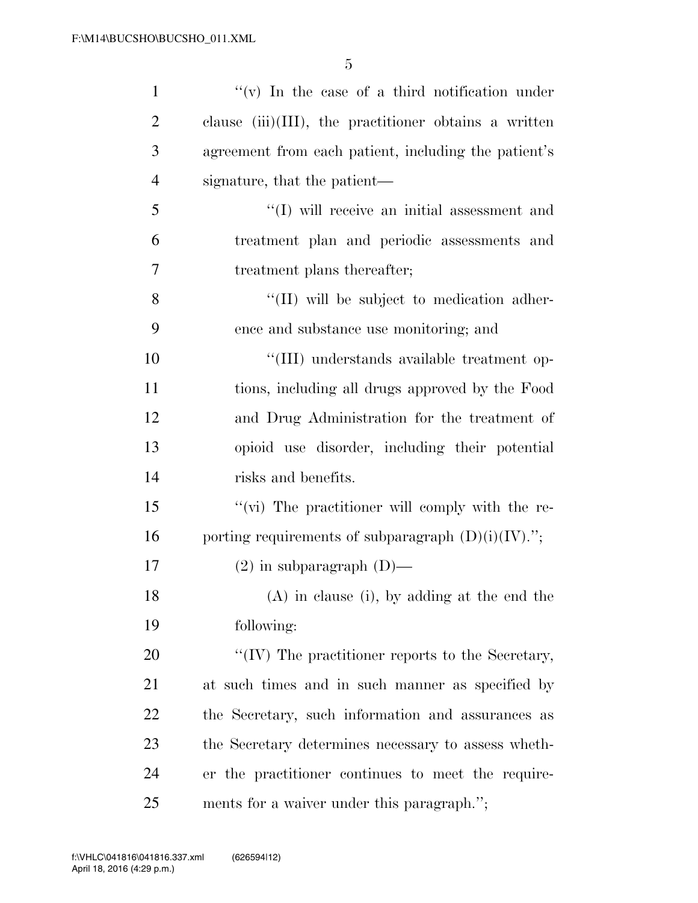"(v) In the case of a third notification under clause (iii)(III), the practitioner obtains a written agreement from each patient, including the patient's signature, that the patient—

"(I) will receive an initial assessment and treatment plan and periodic assessments and treatment plans thereafter;

"(II) will be subject to medication adherence and substance use monitoring; and

"(III) understands available treatment options, including all drugs approved by the Food and Drug Administration for the treatment of opioid use disorder, including their potential risks and benefits.

"(vi) The practitioner will comply with the reporting requirements of subparagraph (D)(i)(IV).";

(2) in subparagraph (D)—

(A) in clause (i), by adding at the end the following:

"(IV) The practitioner reports to the Secretary, at such times and in such manner as specified by the Secretary, such information and assurances as the Secretary determines necessary to assess whether the practitioner continues to meet the requirements for a waiver under this paragraph.";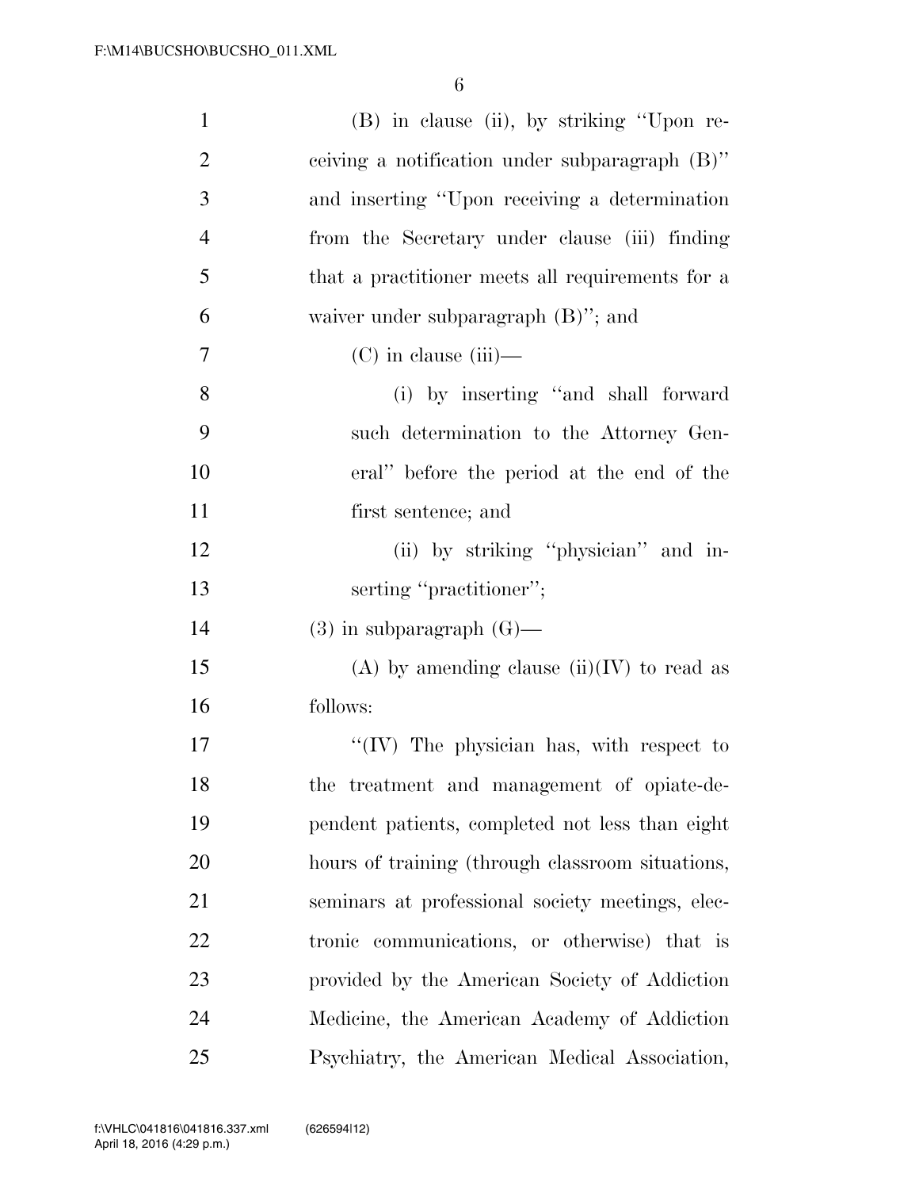(B) in clause (ii), by striking "Upon receiving a notification under subparagraph (B)" and inserting "Upon receiving a determination from the Secretary under clause (iii) finding that a practitioner meets all requirements for a waiver under subparagraph (B)"; and

(C) in clause (iii)—

(i) by inserting "and shall forward such determination to the Attorney General" before the period at the end of the first sentence; and

(ii) by striking "physician" and inserting "practitioner";

(3) in subparagraph (G)—

(A) by amending clause (ii)(IV) to read as follows:

"(IV) The physician has, with respect to the treatment and management of opiate-dependent patients, completed not less than eight hours of training (through classroom situations, seminars at professional society meetings, electronic communications, or otherwise) that is provided by the American Society of Addiction Medicine, the American Academy of Addiction Psychiatry, the American Medical Association,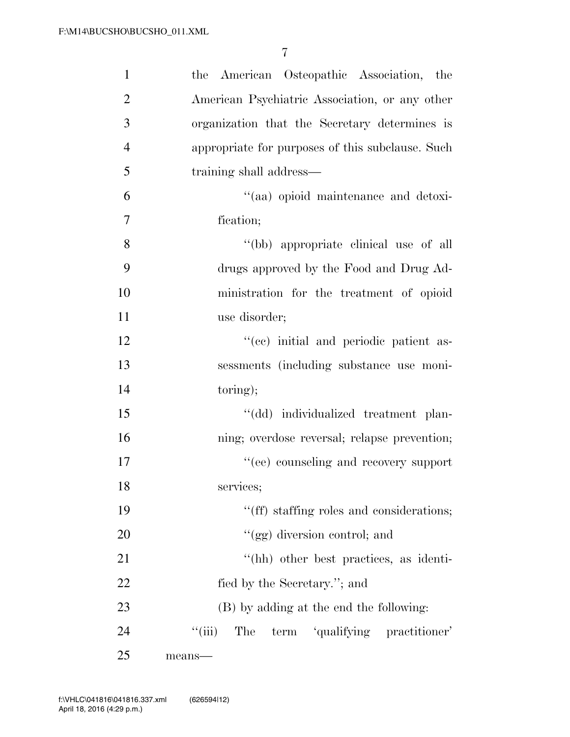the American Osteopathic Association, the American Psychiatric Association, or any other organization that the Secretary determines is appropriate for purposes of this subclause. Such training shall address—

''(aa) opioid maintenance and detoxification;

''(bb) appropriate clinical use of all drugs approved by the Food and Drug Administration for the treatment of opioid use disorder;

''(cc) initial and periodic patient assessments (including substance use monitoring);

''(dd) individualized treatment planning; overdose reversal; relapse prevention;

''(ee) counseling and recovery support services;

''(ff) staffing roles and considerations;

''(gg) diversion control; and

''(hh) other best practices, as identified by the Secretary.''; and

(B) by adding at the end the following:

''(iii) The term 'qualifying practitioner' means—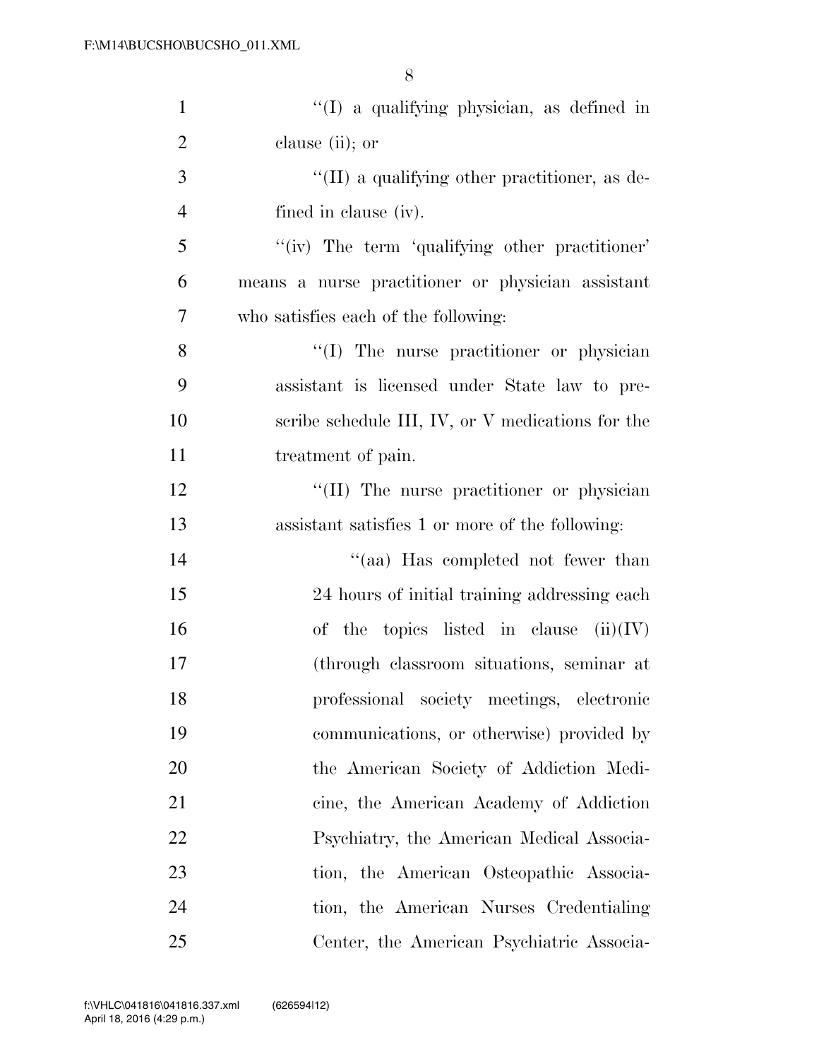''(I) a qualifying physician, as defined in clause (ii); or

''(II) a qualifying other practitioner, as defined in clause (iv).

''(iv) The term 'qualifying other practitioner' means a nurse practitioner or physician assistant who satisfies each of the following:

''(I) The nurse practitioner or physician assistant is licensed under State law to prescribe schedule III, IV, or V medications for the treatment of pain.

''(II) The nurse practitioner or physician assistant satisfies 1 or more of the following:

''(aa) Has completed not fewer than 24 hours of initial training addressing each of the topics listed in clause (ii)(IV) (through classroom situations, seminar at professional society meetings, electronic communications, or otherwise) provided by the American Society of Addiction Medicine, the American Academy of Addiction Psychiatry, the American Medical Association, the American Osteopathic Association, the American Nurses Credentialing Center, the American Psychiatric Associa-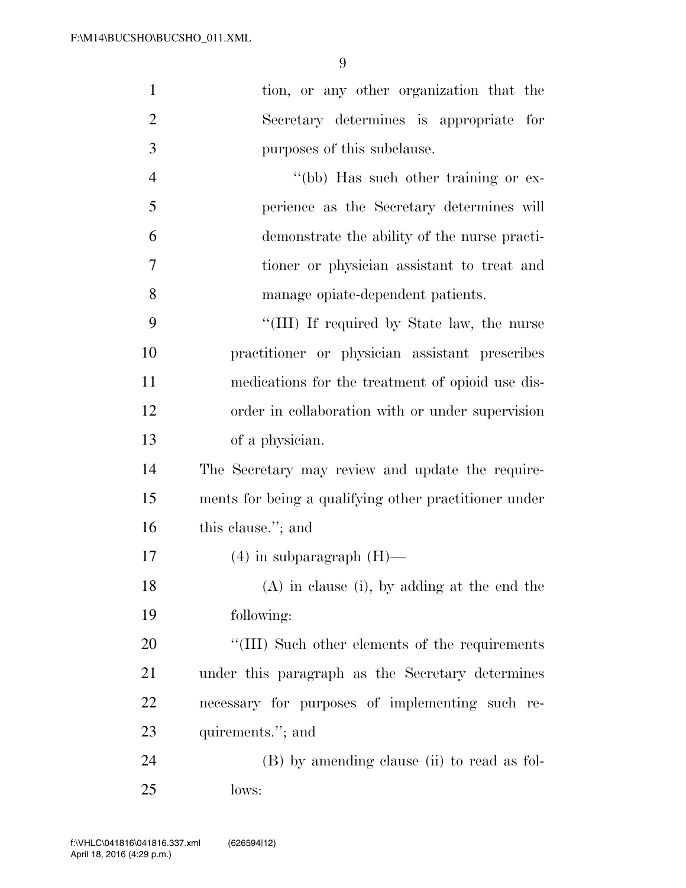tion, or any other organization that the Secretary determines is appropriate for purposes of this subclause.

''(bb) Has such other training or experience as the Secretary determines will demonstrate the ability of the nurse practitioner or physician assistant to treat and manage opiate-dependent patients.

''(III) If required by State law, the nurse practitioner or physician assistant prescribes medications for the treatment of opioid use disorder in collaboration with or under supervision of a physician.

The Secretary may review and update the requirements for being a qualifying other practitioner under this clause.''; and

(4) in subparagraph (H)—

(A) in clause (i), by adding at the end the following:

''(III) Such other elements of the requirements under this paragraph as the Secretary determines necessary for purposes of implementing such requirements.''; and

(B) by amending clause (ii) to read as follows: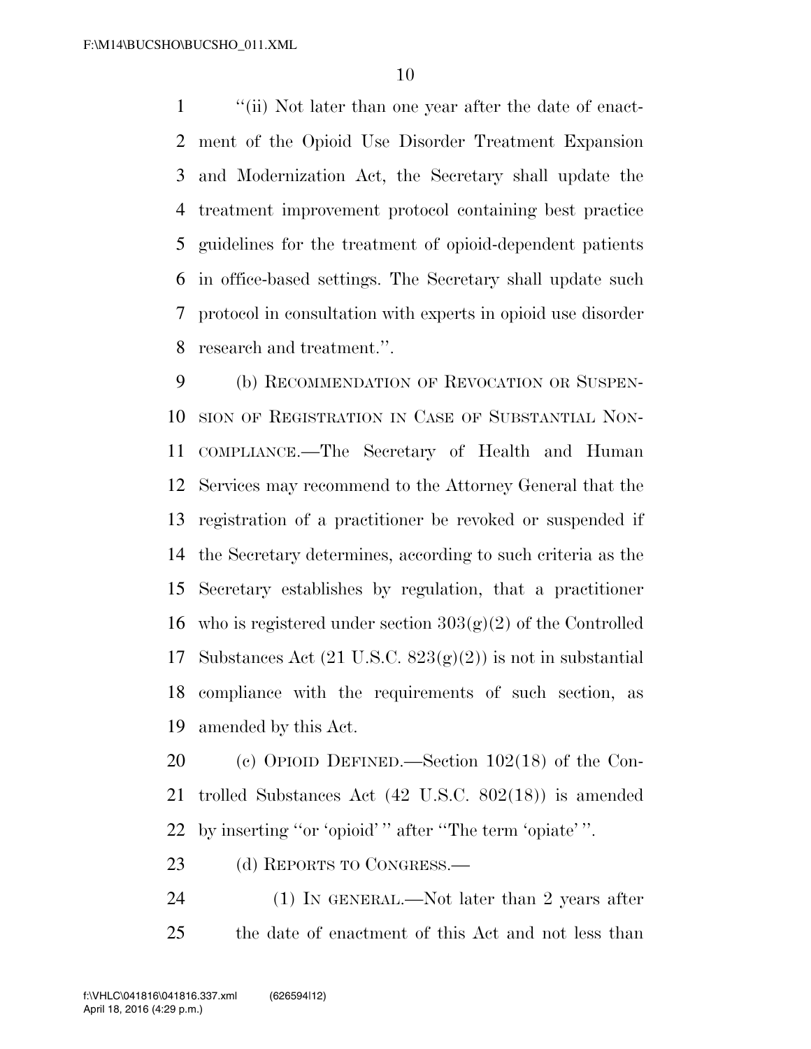"(ii) Not later than one year after the date of enactment of the Opioid Use Disorder Treatment Expansion and Modernization Act, the Secretary shall update the treatment improvement protocol containing best practice guidelines for the treatment of opioid-dependent patients in office-based settings. The Secretary shall update such protocol in consultation with experts in opioid use disorder research and treatment.".

(b) RECOMMENDATION OF REVOCATION OR SUSPENSION OF REGISTRATION IN CASE OF SUBSTANTIAL NONCOMPLIANCE.—The Secretary of Health and Human Services may recommend to the Attorney General that the registration of a practitioner be revoked or suspended if the Secretary determines, according to such criteria as the Secretary establishes by regulation, that a practitioner who is registered under section 303(g)(2) of the Controlled Substances Act (21 U.S.C. 823(g)(2)) is not in substantial compliance with the requirements of such section, as amended by this Act.

(c) OPIOID DEFINED.—Section 102(18) of the Controlled Substances Act (42 U.S.C. 802(18)) is amended by inserting "or 'opioid'" after "The term 'opiate'".

(d) REPORTS TO CONGRESS.—

(1) IN GENERAL.—Not later than 2 years after the date of enactment of this Act and not less than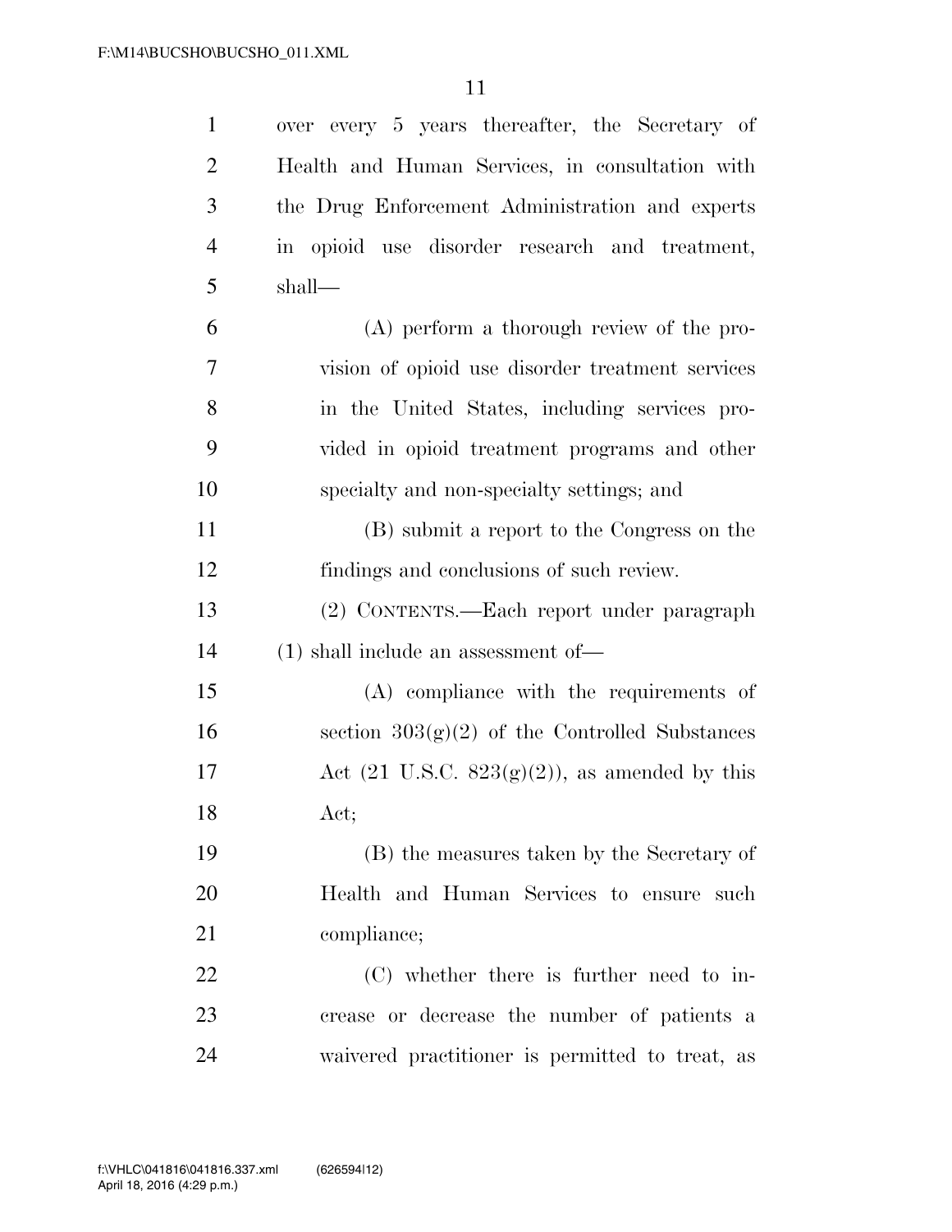over every 5 years thereafter, the Secretary of Health and Human Services, in consultation with the Drug Enforcement Administration and experts in opioid use disorder research and treatment, shall—

(A) perform a thorough review of the provision of opioid use disorder treatment services in the United States, including services provided in opioid treatment programs and other specialty and non-specialty settings; and

(B) submit a report to the Congress on the findings and conclusions of such review.

(2) CONTENTS.—Each report under paragraph (1) shall include an assessment of—

(A) compliance with the requirements of section 303(g)(2) of the Controlled Substances Act (21 U.S.C. 823(g)(2)), as amended by this Act;

(B) the measures taken by the Secretary of Health and Human Services to ensure such compliance;

(C) whether there is further need to increase or decrease the number of patients a waivered practitioner is permitted to treat, as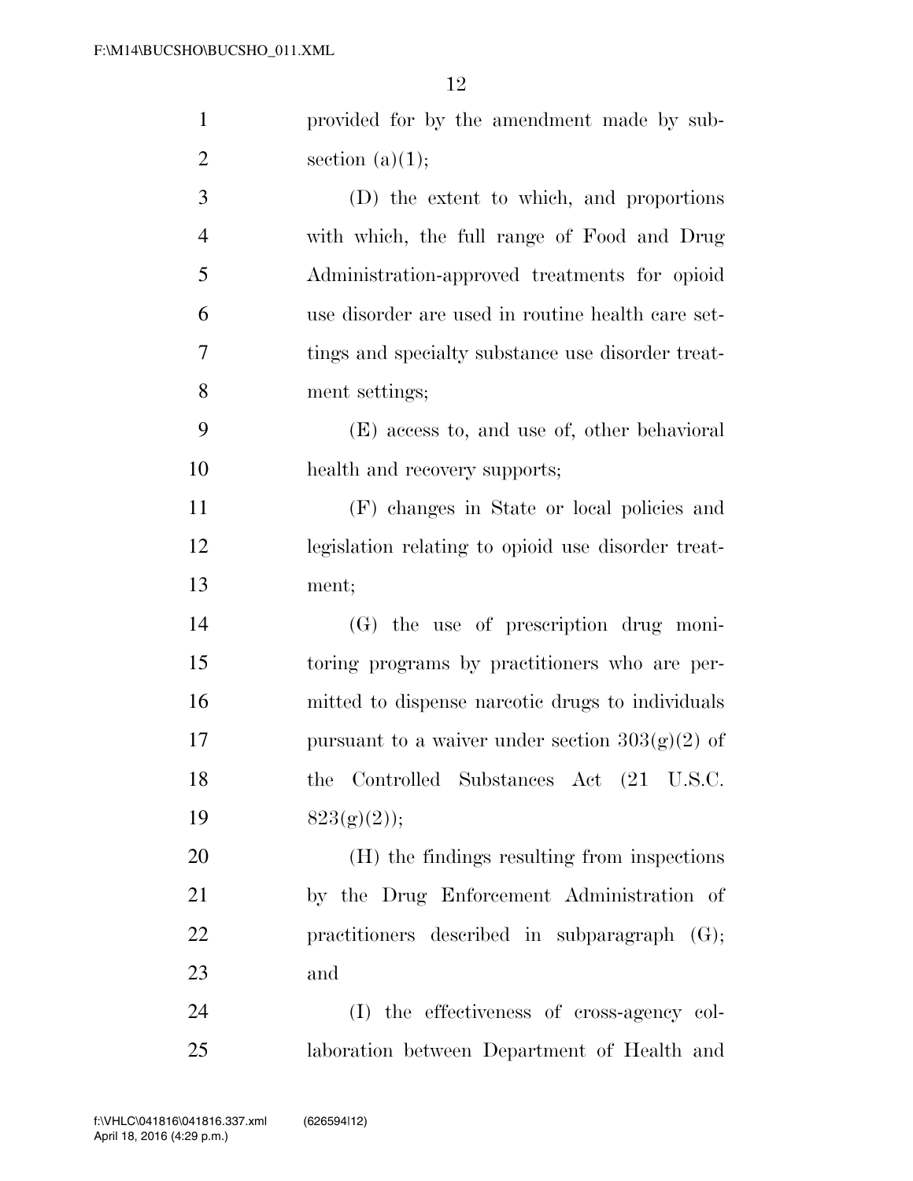provided for by the amendment made by subsection (a)(1);

(D) the extent to which, and proportions with which, the full range of Food and Drug Administration-approved treatments for opioid use disorder are used in routine health care settings and specialty substance use disorder treatment settings;

(E) access to, and use of, other behavioral health and recovery supports;

(F) changes in State or local policies and legislation relating to opioid use disorder treatment;

(G) the use of prescription drug monitoring programs by practitioners who are permitted to dispense narcotic drugs to individuals pursuant to a waiver under section 303(g)(2) of the Controlled Substances Act (21 U.S.C. 823(g)(2));

(H) the findings resulting from inspections by the Drug Enforcement Administration of practitioners described in subparagraph (G); and

(I) the effectiveness of cross-agency collaboration between Department of Health and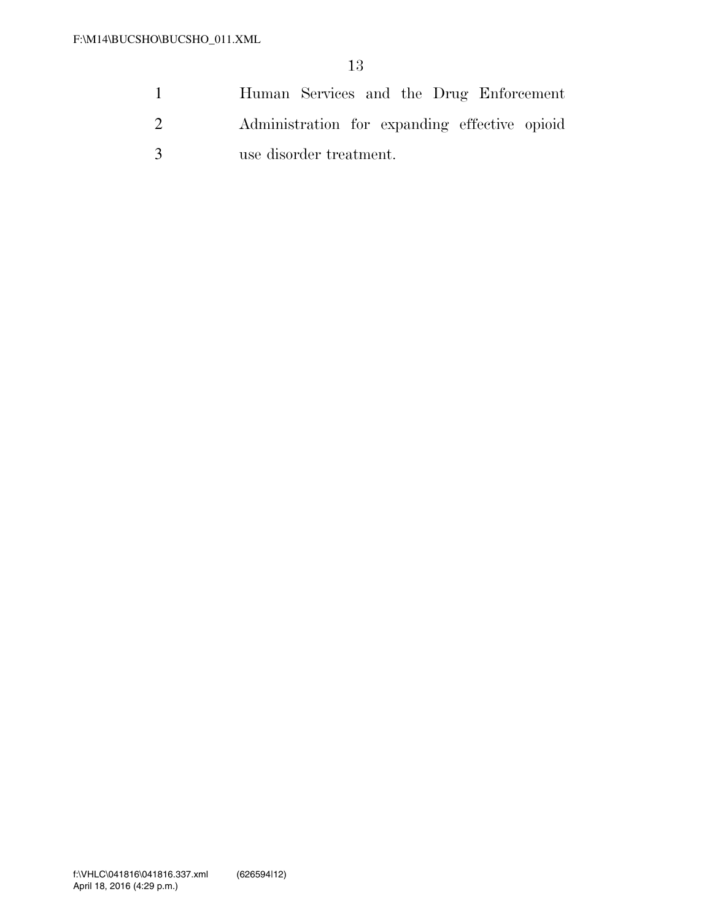Human Services and the Drug Enforcement Administration for expanding effective opioid use disorder treatment.